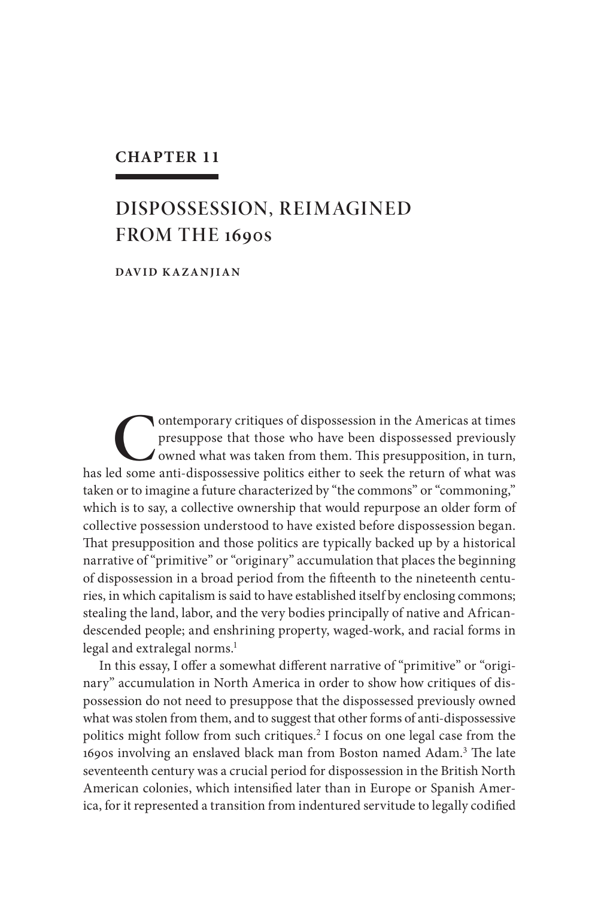**CHAPTER 11**

# DISPOSSESSION, REIMAGINED FROM THE 1690S

**DAVID KAZANJIAN**

Contemporary critiques of dispossession in the Americas at times presuppose that those who have been dispossessed previously owned what was taken from them. This presupposition, in turn, has led some anti-dispossessive politics either to seek the return of what was taken or to imagine a future characterized by "the commons" or "commoning," which is to say, a collective ownership that would repurpose an older form of collective possession understood to have existed before dispossession began. That presupposition and those politics are typically backed up by a historical narrative of "primitive" or "originary" accumulation that places the beginning of dispossession in a broad period from the fifteenth to the nineteenth centuries, in which capitalism is said to have established itself by enclosing commons; stealing the land, labor, and the very bodies principally of native and African-descended people; and enshrining property, waged-work, and racial forms in legal and extralegal norms.[1]

In this essay, I offer a somewhat different narrative of "primitive" or "originary" accumulation in North America in order to show how critiques of dispossession do not need to presuppose that the dispossessed previously owned what was stolen from them, and to suggest that other forms of anti-dispossessive politics might follow from such critiques.[2] I focus on one legal case from the 1690s involving an enslaved black man from Boston named Adam.[3] The late seventeenth century was a crucial period for dispossession in the British North American colonies, which intensified later than in Europe or Spanish America, for it represented a transition from indentured servitude to legally codified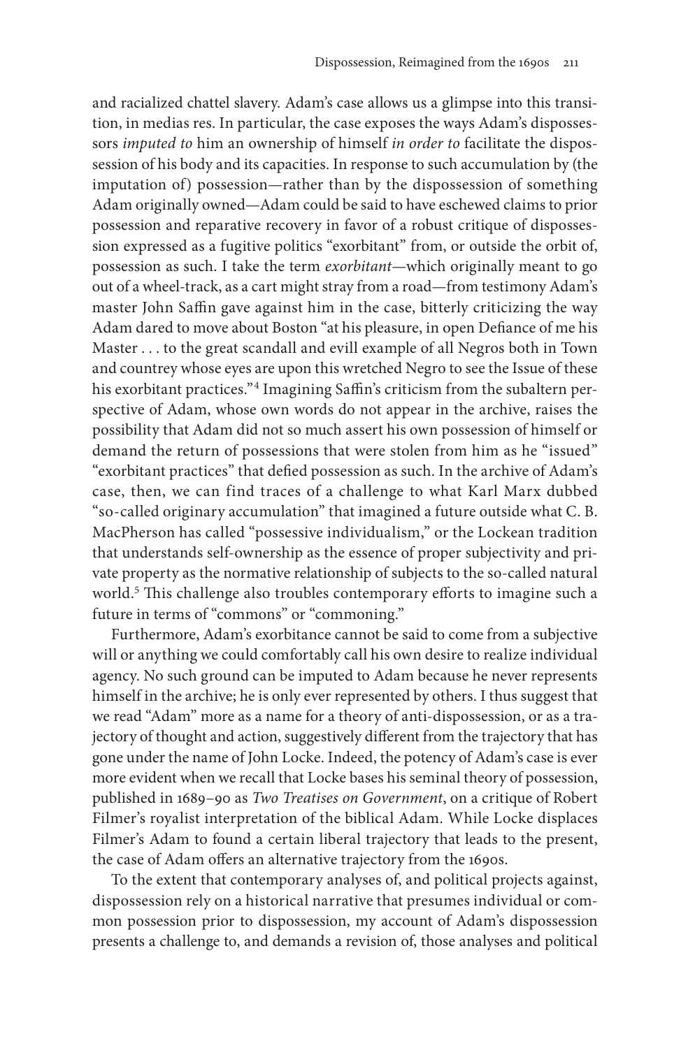and racialized chattel slavery. Adam's case allows us a glimpse into this transition, in medias res. In particular, the case exposes the ways Adam's dispossessors *imputed to* him an ownership of himself *in order to* facilitate the dispossession of his body and its capacities. In response to such accumulation by (the imputation of) possession—rather than by the dispossession of something Adam originally owned—Adam could be said to have eschewed claims to prior possession and reparative recovery in favor of a robust critique of dispossession expressed as a fugitive politics "exorbitant" from, or outside the orbit of, possession as such. I take the term *exorbitant*—which originally meant to go out of a wheel-track, as a cart might stray from a road—from testimony Adam's master John Saffin gave against him in the case, bitterly criticizing the way Adam dared to move about Boston "at his pleasure, in open Defiance of me his Master . . . to the great scandall and evill example of all Negros both in Town and countrey whose eyes are upon this wretched Negro to see the Issue of these his exorbitant practices."[4] Imagining Saffin's criticism from the subaltern perspective of Adam, whose own words do not appear in the archive, raises the possibility that Adam did not so much assert his own possession of himself or demand the return of possessions that were stolen from him as he "issued" "exorbitant practices" that defied possession as such. In the archive of Adam's case, then, we can find traces of a challenge to what Karl Marx dubbed "so-called originary accumulation" that imagined a future outside what C. B. MacPherson has called "possessive individualism," or the Lockean tradition that understands self-ownership as the essence of proper subjectivity and private property as the normative relationship of subjects to the so-called natural world.[5] This challenge also troubles contemporary efforts to imagine such a future in terms of "commons" or "commoning."

Furthermore, Adam's exorbitance cannot be said to come from a subjective will or anything we could comfortably call his own desire to realize individual agency. No such ground can be imputed to Adam because he never represents himself in the archive; he is only ever represented by others. I thus suggest that we read "Adam" more as a name for a theory of anti-dispossession, or as a trajectory of thought and action, suggestively different from the trajectory that has gone under the name of John Locke. Indeed, the potency of Adam's case is ever more evident when we recall that Locke bases his seminal theory of possession, published in 1689–90 as *Two Treatises on Government*, on a critique of Robert Filmer's royalist interpretation of the biblical Adam. While Locke displaces Filmer's Adam to found a certain liberal trajectory that leads to the present, the case of Adam offers an alternative trajectory from the 1690s.

To the extent that contemporary analyses of, and political projects against, dispossession rely on a historical narrative that presumes individual or common possession prior to dispossession, my account of Adam's dispossession presents a challenge to, and demands a revision of, those analyses and political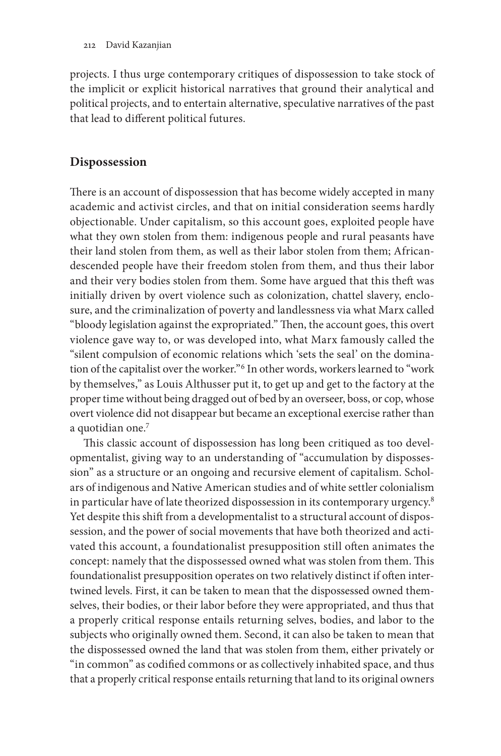projects. I thus urge contemporary critiques of dispossession to take stock of the implicit or explicit historical narratives that ground their analytical and political projects, and to entertain alternative, speculative narratives of the past that lead to different political futures.

## Dispossession

There is an account of dispossession that has become widely accepted in many academic and activist circles, and that on initial consideration seems hardly objectionable. Under capitalism, so this account goes, exploited people have what they own stolen from them: indigenous people and rural peasants have their land stolen from them, as well as their labor stolen from them; African-descended people have their freedom stolen from them, and thus their labor and their very bodies stolen from them. Some have argued that this theft was initially driven by overt violence such as colonization, chattel slavery, enclosure, and the criminalization of poverty and landlessness via what Marx called "bloody legislation against the expropriated." Then, the account goes, this overt violence gave way to, or was developed into, what Marx famously called the "silent compulsion of economic relations which 'sets the seal' on the domination of the capitalist over the worker."[6] In other words, workers learned to "work by themselves," as Louis Althusser put it, to get up and get to the factory at the proper time without being dragged out of bed by an overseer, boss, or cop, whose overt violence did not disappear but became an exceptional exercise rather than a quotidian one.[7]

This classic account of dispossession has long been critiqued as too developmentalist, giving way to an understanding of "accumulation by dispossession" as a structure or an ongoing and recursive element of capitalism. Scholars of indigenous and Native American studies and of white settler colonialism in particular have of late theorized dispossession in its contemporary urgency.[8] Yet despite this shift from a developmentalist to a structural account of dispossession, and the power of social movements that have both theorized and activated this account, a foundationalist presupposition still often animates the concept: namely that the dispossessed owned what was stolen from them. This foundationalist presupposition operates on two relatively distinct if often intertwined levels. First, it can be taken to mean that the dispossessed owned themselves, their bodies, or their labor before they were appropriated, and thus that a properly critical response entails returning selves, bodies, and labor to the subjects who originally owned them. Second, it can also be taken to mean that the dispossessed owned the land that was stolen from them, either privately or "in common" as codified commons or as collectively inhabited space, and thus that a properly critical response entails returning that land to its original owners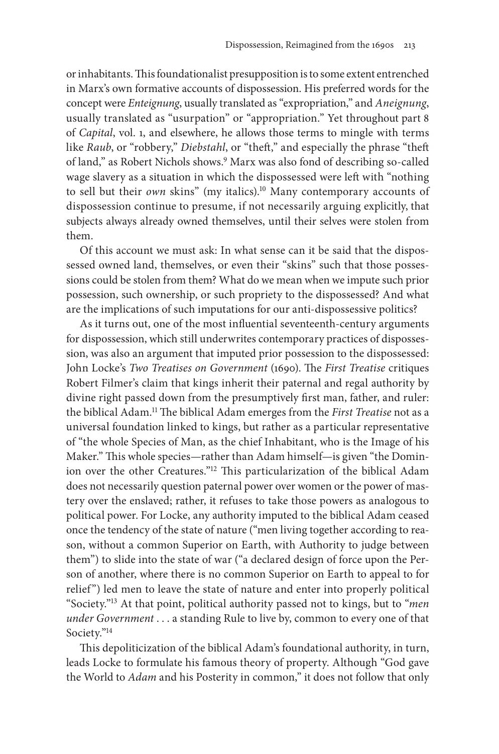or inhabitants. This foundationalist presupposition is to some extent entrenched in Marx's own formative accounts of dispossession. His preferred words for the concept were *Enteignung*, usually translated as "expropriation," and *Aneignung*, usually translated as "usurpation" or "appropriation." Yet throughout part 8 of *Capital*, vol. 1, and elsewhere, he allows those terms to mingle with terms like *Raub*, or "robbery," *Diebstahl*, or "theft," and especially the phrase "theft of land," as Robert Nichols shows.[9] Marx was also fond of describing so-called wage slavery as a situation in which the dispossessed were left with "nothing to sell but their *own* skins" (my italics).[10] Many contemporary accounts of dispossession continue to presume, if not necessarily arguing explicitly, that subjects always already owned themselves, until their selves were stolen from them.

Of this account we must ask: In what sense can it be said that the dispossessed owned land, themselves, or even their "skins" such that those possessions could be stolen from them? What do we mean when we impute such prior possession, such ownership, or such propriety to the dispossessed? And what are the implications of such imputations for our anti-dispossessive politics?

As it turns out, one of the most influential seventeenth-century arguments for dispossession, which still underwrites contemporary practices of dispossession, was also an argument that imputed prior possession to the dispossessed: John Locke's *Two Treatises on Government* (1690). The *First Treatise* critiques Robert Filmer's claim that kings inherit their paternal and regal authority by divine right passed down from the presumptively first man, father, and ruler: the biblical Adam.[11] The biblical Adam emerges from the *First Treatise* not as a universal foundation linked to kings, but rather as a particular representative of "the whole Species of Man, as the chief Inhabitant, who is the Image of his Maker." This whole species—rather than Adam himself—is given "the Dominion over the other Creatures."[12] This particularization of the biblical Adam does not necessarily question paternal power over women or the power of mastery over the enslaved; rather, it refuses to take those powers as analogous to political power. For Locke, any authority imputed to the biblical Adam ceased once the tendency of the state of nature ("men living together according to reason, without a common Superior on Earth, with Authority to judge between them") to slide into the state of war ("a declared design of force upon the Person of another, where there is no common Superior on Earth to appeal to for relief") led men to leave the state of nature and enter into properly political "Society."[13] At that point, political authority passed not to kings, but to "*men under Government* . . . a standing Rule to live by, common to every one of that Society."[14]

This depoliticization of the biblical Adam's foundational authority, in turn, leads Locke to formulate his famous theory of property. Although "God gave the World to *Adam* and his Posterity in common," it does not follow that only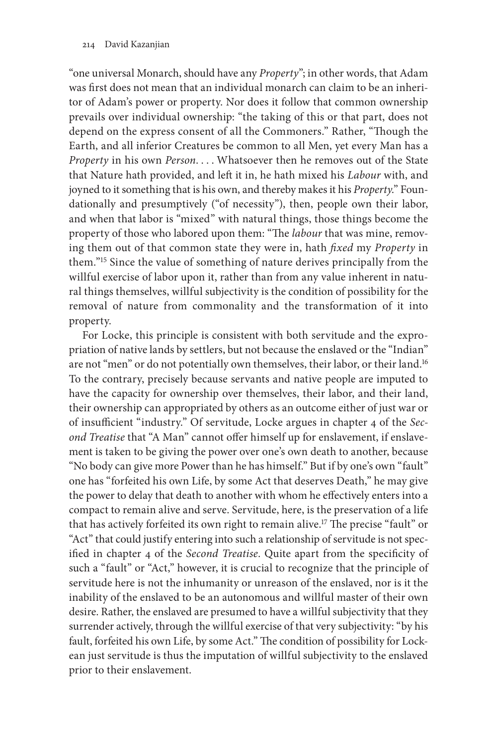"one universal Monarch, should have any *Property*"; in other words, that Adam was first does not mean that an individual monarch can claim to be an inheritor of Adam's power or property. Nor does it follow that common ownership prevails over individual ownership: "the taking of this or that part, does not depend on the express consent of all the Commoners." Rather, "Though the Earth, and all inferior Creatures be common to all Men, yet every Man has a *Property* in his own *Person*. . . . Whatsoever then he removes out of the State that Nature hath provided, and left it in, he hath mixed his *Labour* with, and joyned to it something that is his own, and thereby makes it his *Property*." Foundationally and presumptively ("of necessity"), then, people own their labor, and when that labor is "mixed" with natural things, those things become the property of those who labored upon them: "The *labour* that was mine, removing them out of that common state they were in, hath *fixed* my *Property* in them."[15] Since the value of something of nature derives principally from the willful exercise of labor upon it, rather than from any value inherent in natural things themselves, willful subjectivity is the condition of possibility for the removal of nature from commonality and the transformation of it into property.

For Locke, this principle is consistent with both servitude and the expropriation of native lands by settlers, but not because the enslaved or the "Indian" are not "men" or do not potentially own themselves, their labor, or their land.[16] To the contrary, precisely because servants and native people are imputed to have the capacity for ownership over themselves, their labor, and their land, their ownership can appropriated by others as an outcome either of just war or of insufficient "industry." Of servitude, Locke argues in chapter 4 of the *Second Treatise* that "A Man" cannot offer himself up for enslavement, if enslavement is taken to be giving the power over one's own death to another, because "No body can give more Power than he has himself." But if by one's own "fault" one has "forfeited his own Life, by some Act that deserves Death," he may give the power to delay that death to another with whom he effectively enters into a compact to remain alive and serve. Servitude, here, is the preservation of a life that has actively forfeited its own right to remain alive.[17] The precise "fault" or "Act" that could justify entering into such a relationship of servitude is not specified in chapter 4 of the *Second Treatise*. Quite apart from the specificity of such a "fault" or "Act," however, it is crucial to recognize that the principle of servitude here is not the inhumanity or unreason of the enslaved, nor is it the inability of the enslaved to be an autonomous and willful master of their own desire. Rather, the enslaved are presumed to have a willful subjectivity that they surrender actively, through the willful exercise of that very subjectivity: "by his fault, forfeited his own Life, by some Act." The condition of possibility for Lockean just servitude is thus the imputation of willful subjectivity to the enslaved prior to their enslavement.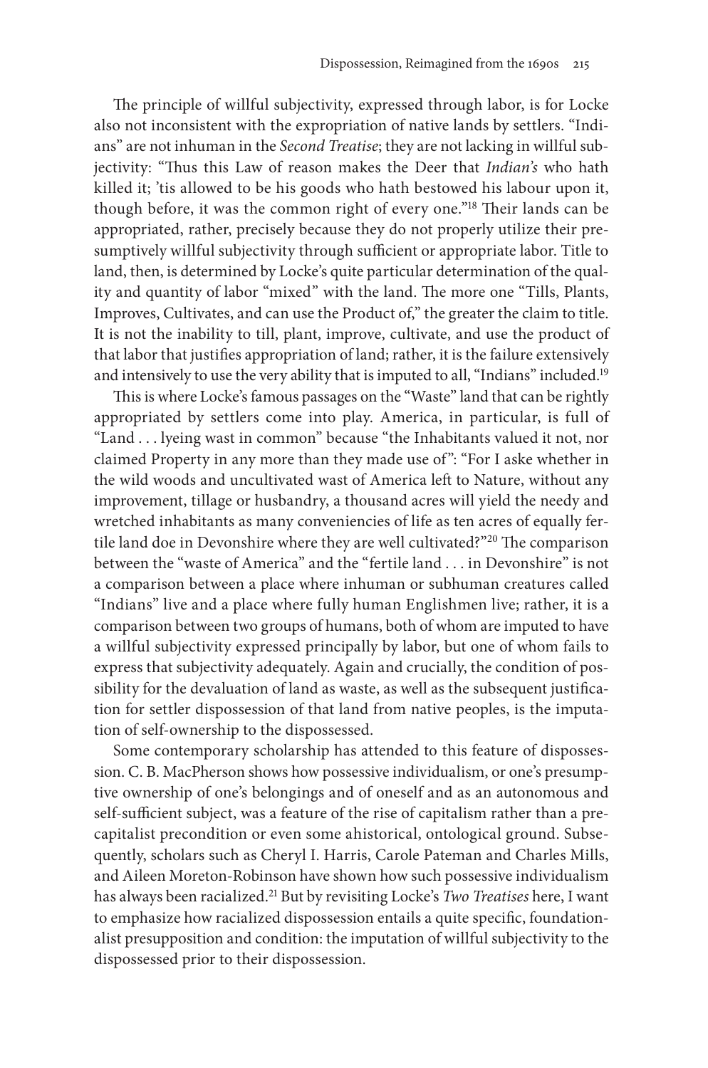The principle of willful subjectivity, expressed through labor, is for Locke also not inconsistent with the expropriation of native lands by settlers. "Indians" are not inhuman in the *Second Treatise*; they are not lacking in willful subjectivity: "Thus this Law of reason makes the Deer that *Indian's* who hath killed it; 'tis allowed to be his goods who hath bestowed his labour upon it, though before, it was the common right of every one."[18] Their lands can be appropriated, rather, precisely because they do not properly utilize their presumptively willful subjectivity through sufficient or appropriate labor. Title to land, then, is determined by Locke's quite particular determination of the quality and quantity of labor "mixed" with the land. The more one "Tills, Plants, Improves, Cultivates, and can use the Product of," the greater the claim to title. It is not the inability to till, plant, improve, cultivate, and use the product of that labor that justifies appropriation of land; rather, it is the failure extensively and intensively to use the very ability that is imputed to all, "Indians" included.[19]

This is where Locke's famous passages on the "Waste" land that can be rightly appropriated by settlers come into play. America, in particular, is full of "Land . . . lyeing wast in common" because "the Inhabitants valued it not, nor claimed Property in any more than they made use of": "For I aske whether in the wild woods and uncultivated wast of America left to Nature, without any improvement, tillage or husbandry, a thousand acres will yield the needy and wretched inhabitants as many conveniencies of life as ten acres of equally fertile land doe in Devonshire where they are well cultivated?"[20] The comparison between the "waste of America" and the "fertile land . . . in Devonshire" is not a comparison between a place where inhuman or subhuman creatures called "Indians" live and a place where fully human Englishmen live; rather, it is a comparison between two groups of humans, both of whom are imputed to have a willful subjectivity expressed principally by labor, but one of whom fails to express that subjectivity adequately. Again and crucially, the condition of possibility for the devaluation of land as waste, as well as the subsequent justification for settler dispossession of that land from native peoples, is the imputation of self-ownership to the dispossessed.

Some contemporary scholarship has attended to this feature of dispossession. C. B. MacPherson shows how possessive individualism, or one's presumptive ownership of one's belongings and of oneself and as an autonomous and self-sufficient subject, was a feature of the rise of capitalism rather than a precapitalist precondition or even some ahistorical, ontological ground. Subsequently, scholars such as Cheryl I. Harris, Carole Pateman and Charles Mills, and Aileen Moreton-Robinson have shown how such possessive individualism has always been racialized.[21] But by revisiting Locke's *Two Treatises* here, I want to emphasize how racialized dispossession entails a quite specific, foundationalist presupposition and condition: the imputation of willful subjectivity to the dispossessed prior to their dispossession.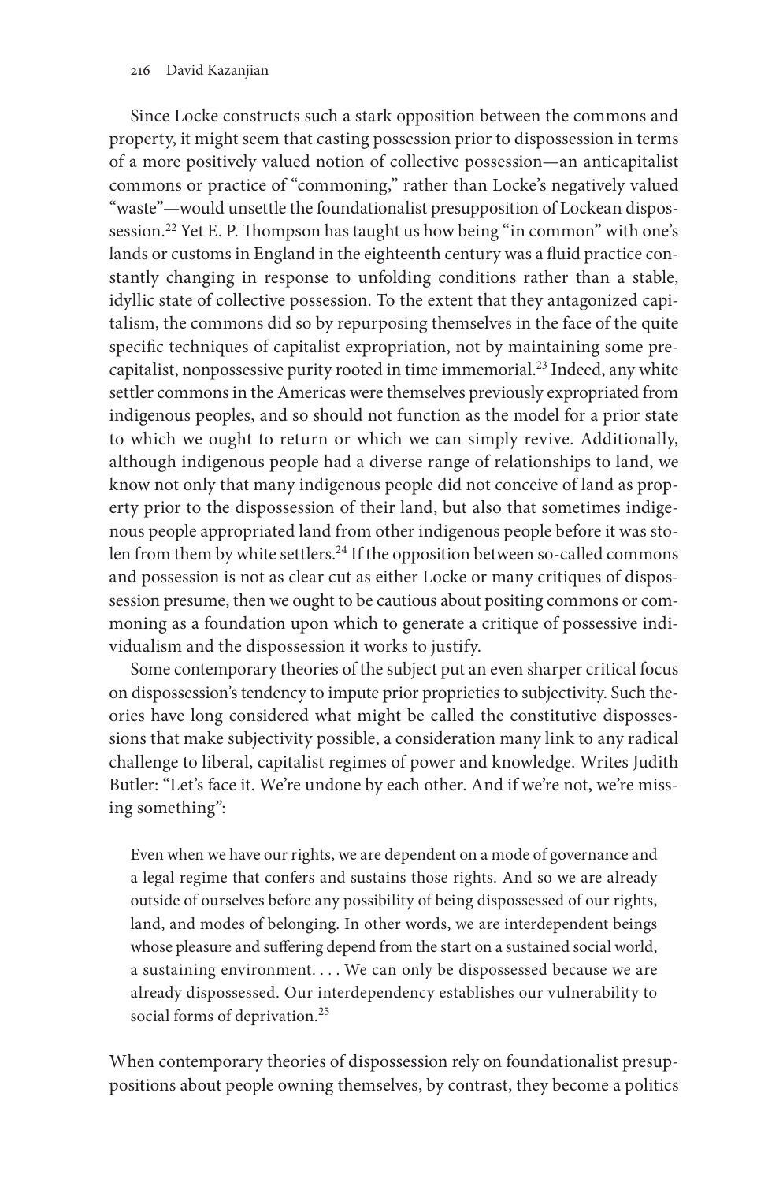Since Locke constructs such a stark opposition between the commons and property, it might seem that casting possession prior to dispossession in terms of a more positively valued notion of collective possession—an anticapitalist commons or practice of "commoning," rather than Locke's negatively valued "waste"—would unsettle the foundationalist presupposition of Lockean dispossession.[22] Yet E. P. Thompson has taught us how being "in common" with one's lands or customs in England in the eighteenth century was a fluid practice constantly changing in response to unfolding conditions rather than a stable, idyllic state of collective possession. To the extent that they antagonized capitalism, the commons did so by repurposing themselves in the face of the quite specific techniques of capitalist expropriation, not by maintaining some precapitalist, nonpossessive purity rooted in time immemorial.[23] Indeed, any white settler commons in the Americas were themselves previously expropriated from indigenous peoples, and so should not function as the model for a prior state to which we ought to return or which we can simply revive. Additionally, although indigenous people had a diverse range of relationships to land, we know not only that many indigenous people did not conceive of land as property prior to the dispossession of their land, but also that sometimes indigenous people appropriated land from other indigenous people before it was stolen from them by white settlers.[24] If the opposition between so-called commons and possession is not as clear cut as either Locke or many critiques of dispossession presume, then we ought to be cautious about positing commons or commoning as a foundation upon which to generate a critique of possessive individualism and the dispossession it works to justify.

Some contemporary theories of the subject put an even sharper critical focus on dispossession's tendency to impute prior proprieties to subjectivity. Such theories have long considered what might be called the constitutive dispossessions that make subjectivity possible, a consideration many link to any radical challenge to liberal, capitalist regimes of power and knowledge. Writes Judith Butler: "Let's face it. We're undone by each other. And if we're not, we're missing something":

> Even when we have our rights, we are dependent on a mode of governance and a legal regime that confers and sustains those rights. And so we are already outside of ourselves before any possibility of being dispossessed of our rights, land, and modes of belonging. In other words, we are interdependent beings whose pleasure and suffering depend from the start on a sustained social world, a sustaining environment. . . . We can only be dispossessed because we are already dispossessed. Our interdependency establishes our vulnerability to social forms of deprivation.[25]

When contemporary theories of dispossession rely on foundationalist presuppositions about people owning themselves, by contrast, they become a politics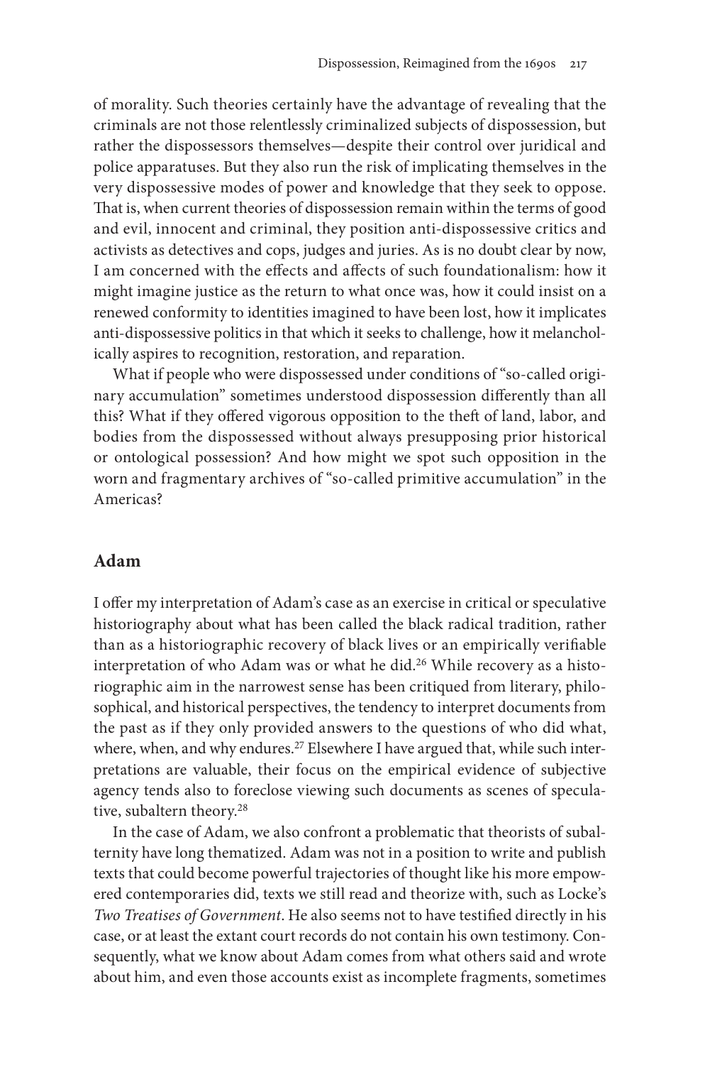of morality. Such theories certainly have the advantage of revealing that the criminals are not those relentlessly criminalized subjects of dispossession, but rather the dispossessors themselves—despite their control over juridical and police apparatuses. But they also run the risk of implicating themselves in the very dispossessive modes of power and knowledge that they seek to oppose. That is, when current theories of dispossession remain within the terms of good and evil, innocent and criminal, they position anti-dispossessive critics and activists as detectives and cops, judges and juries. As is no doubt clear by now, I am concerned with the effects and affects of such foundationalism: how it might imagine justice as the return to what once was, how it could insist on a renewed conformity to identities imagined to have been lost, how it implicates anti-dispossessive politics in that which it seeks to challenge, how it melancholically aspires to recognition, restoration, and reparation.

What if people who were dispossessed under conditions of "so-called originary accumulation" sometimes understood dispossession differently than all this? What if they offered vigorous opposition to the theft of land, labor, and bodies from the dispossessed without always presupposing prior historical or ontological possession? And how might we spot such opposition in the worn and fragmentary archives of "so-called primitive accumulation" in the Americas?

## Adam

I offer my interpretation of Adam's case as an exercise in critical or speculative historiography about what has been called the black radical tradition, rather than as a historiographic recovery of black lives or an empirically verifiable interpretation of who Adam was or what he did.[26] While recovery as a historiographic aim in the narrowest sense has been critiqued from literary, philosophical, and historical perspectives, the tendency to interpret documents from the past as if they only provided answers to the questions of who did what, where, when, and why endures.[27] Elsewhere I have argued that, while such interpretations are valuable, their focus on the empirical evidence of subjective agency tends also to foreclose viewing such documents as scenes of speculative, subaltern theory.[28]

In the case of Adam, we also confront a problematic that theorists of subalternity have long thematized. Adam was not in a position to write and publish texts that could become powerful trajectories of thought like his more empowered contemporaries did, texts we still read and theorize with, such as Locke's *Two Treatises of Government*. He also seems not to have testified directly in his case, or at least the extant court records do not contain his own testimony. Consequently, what we know about Adam comes from what others said and wrote about him, and even those accounts exist as incomplete fragments, sometimes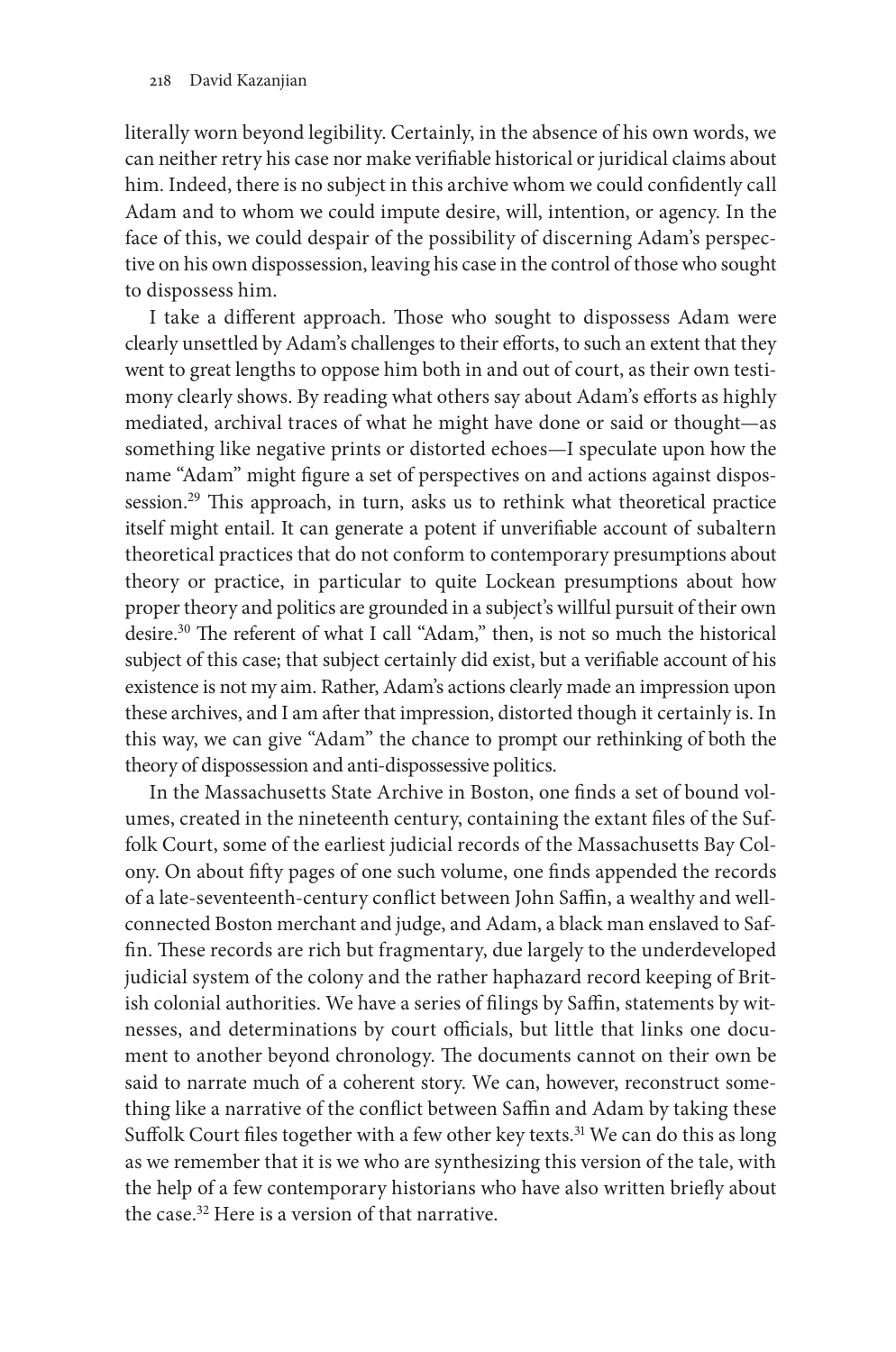literally worn beyond legibility. Certainly, in the absence of his own words, we can neither retry his case nor make verifiable historical or juridical claims about him. Indeed, there is no subject in this archive whom we could confidently call Adam and to whom we could impute desire, will, intention, or agency. In the face of this, we could despair of the possibility of discerning Adam's perspective on his own dispossession, leaving his case in the control of those who sought to dispossess him.

I take a different approach. Those who sought to dispossess Adam were clearly unsettled by Adam's challenges to their efforts, to such an extent that they went to great lengths to oppose him both in and out of court, as their own testimony clearly shows. By reading what others say about Adam's efforts as highly mediated, archival traces of what he might have done or said or thought—as something like negative prints or distorted echoes—I speculate upon how the name "Adam" might figure a set of perspectives on and actions against dispossession.[29] This approach, in turn, asks us to rethink what theoretical practice itself might entail. It can generate a potent if unverifiable account of subaltern theoretical practices that do not conform to contemporary presumptions about theory or practice, in particular to quite Lockean presumptions about how proper theory and politics are grounded in a subject's willful pursuit of their own desire.[30] The referent of what I call "Adam," then, is not so much the historical subject of this case; that subject certainly did exist, but a verifiable account of his existence is not my aim. Rather, Adam's actions clearly made an impression upon these archives, and I am after that impression, distorted though it certainly is. In this way, we can give "Adam" the chance to prompt our rethinking of both the theory of dispossession and anti-dispossessive politics.

In the Massachusetts State Archive in Boston, one finds a set of bound volumes, created in the nineteenth century, containing the extant files of the Suffolk Court, some of the earliest judicial records of the Massachusetts Bay Colony. On about fifty pages of one such volume, one finds appended the records of a late-seventeenth-century conflict between John Saffin, a wealthy and well-connected Boston merchant and judge, and Adam, a black man enslaved to Saffin. These records are rich but fragmentary, due largely to the underdeveloped judicial system of the colony and the rather haphazard record keeping of British colonial authorities. We have a series of filings by Saffin, statements by witnesses, and determinations by court officials, but little that links one document to another beyond chronology. The documents cannot on their own be said to narrate much of a coherent story. We can, however, reconstruct something like a narrative of the conflict between Saffin and Adam by taking these Suffolk Court files together with a few other key texts.[31] We can do this as long as we remember that it is we who are synthesizing this version of the tale, with the help of a few contemporary historians who have also written briefly about the case.[32] Here is a version of that narrative.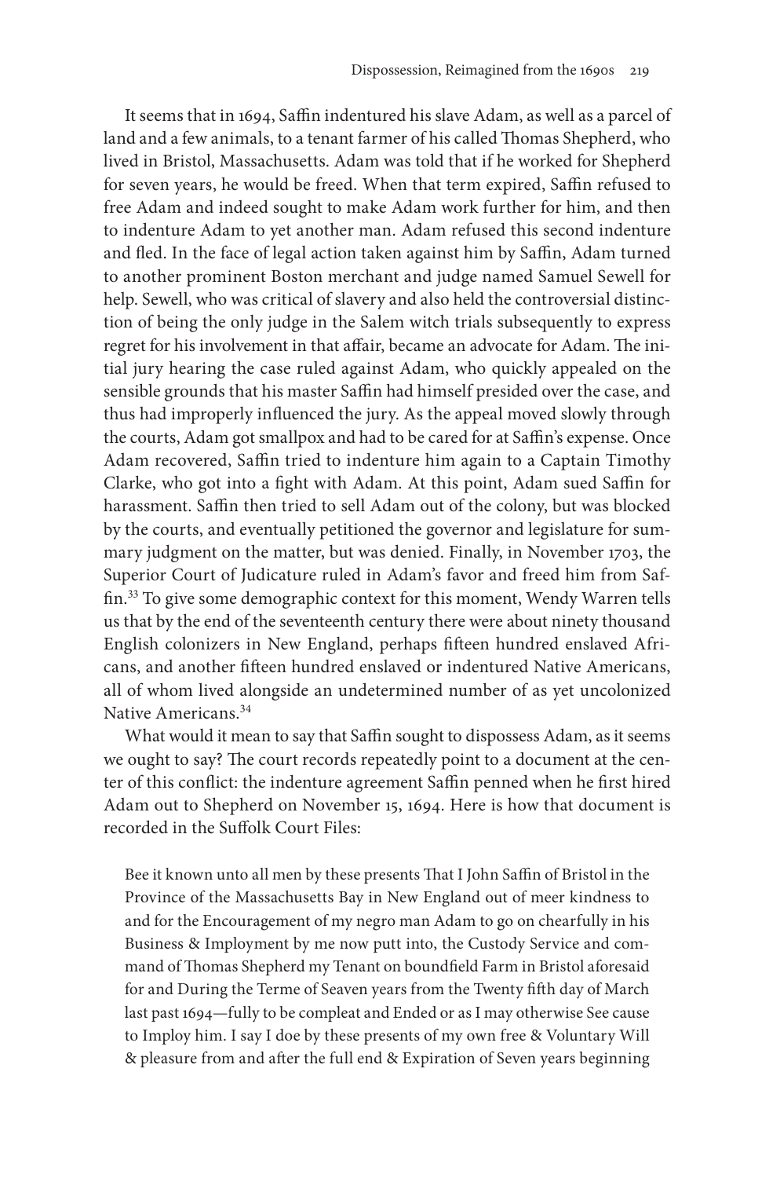It seems that in 1694, Saffin indentured his slave Adam, as well as a parcel of land and a few animals, to a tenant farmer of his called Thomas Shepherd, who lived in Bristol, Massachusetts. Adam was told that if he worked for Shepherd for seven years, he would be freed. When that term expired, Saffin refused to free Adam and indeed sought to make Adam work further for him, and then to indenture Adam to yet another man. Adam refused this second indenture and fled. In the face of legal action taken against him by Saffin, Adam turned to another prominent Boston merchant and judge named Samuel Sewell for help. Sewell, who was critical of slavery and also held the controversial distinction of being the only judge in the Salem witch trials subsequently to express regret for his involvement in that affair, became an advocate for Adam. The initial jury hearing the case ruled against Adam, who quickly appealed on the sensible grounds that his master Saffin had himself presided over the case, and thus had improperly influenced the jury. As the appeal moved slowly through the courts, Adam got smallpox and had to be cared for at Saffin's expense. Once Adam recovered, Saffin tried to indenture him again to a Captain Timothy Clarke, who got into a fight with Adam. At this point, Adam sued Saffin for harassment. Saffin then tried to sell Adam out of the colony, but was blocked by the courts, and eventually petitioned the governor and legislature for summary judgment on the matter, but was denied. Finally, in November 1703, the Superior Court of Judicature ruled in Adam's favor and freed him from Saffin.[33] To give some demographic context for this moment, Wendy Warren tells us that by the end of the seventeenth century there were about ninety thousand English colonizers in New England, perhaps fifteen hundred enslaved Africans, and another fifteen hundred enslaved or indentured Native Americans, all of whom lived alongside an undetermined number of as yet uncolonized Native Americans.[34]

What would it mean to say that Saffin sought to dispossess Adam, as it seems we ought to say? The court records repeatedly point to a document at the center of this conflict: the indenture agreement Saffin penned when he first hired Adam out to Shepherd on November 15, 1694. Here is how that document is recorded in the Suffolk Court Files:

> Bee it known unto all men by these presents That I John Saffin of Bristol in the Province of the Massachusetts Bay in New England out of meer kindness to and for the Encouragement of my negro man Adam to go on chearfully in his Business & Imployment by me now putt into, the Custody Service and command of Thomas Shepherd my Tenant on boundfield Farm in Bristol aforesaid for and During the Terme of Seaven years from the Twenty fifth day of March last past 1694—fully to be compleat and Ended or as I may otherwise See cause to Imploy him. I say I doe by these presents of my own free & Voluntary Will & pleasure from and after the full end & Expiration of Seven years beginning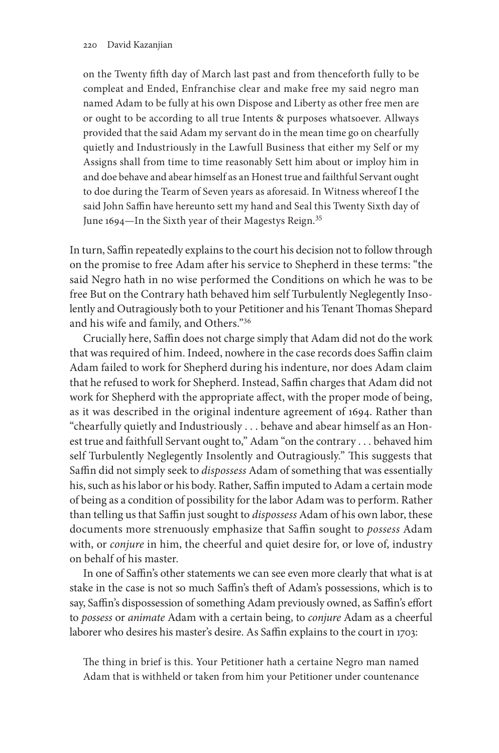on the Twenty fifth day of March last past and from thenceforth fully to be compleat and Ended, Enfranchise clear and make free my said negro man named Adam to be fully at his own Dispose and Liberty as other free men are or ought to be according to all true Intents & purposes whatsoever. Allways provided that the said Adam my servant do in the mean time go on chearfully quietly and Industriously in the Lawfull Business that either my Self or my Assigns shall from time to time reasonably Sett him about or imploy him in and doe behave and abear himself as an Honest true and failthful Servant ought to doe during the Tearm of Seven years as aforesaid. In Witness whereof I the said John Saffin have hereunto sett my hand and Seal this Twenty Sixth day of June 1694—In the Sixth year of their Magestys Reign.[35]

In turn, Saffin repeatedly explains to the court his decision not to follow through on the promise to free Adam after his service to Shepherd in these terms: "the said Negro hath in no wise performed the Conditions on which he was to be free But on the Contrary hath behaved him self Turbulently Neglegently Insolently and Outragiously both to your Petitioner and his Tenant Thomas Shepard and his wife and family, and Others."[36]

Crucially here, Saffin does not charge simply that Adam did not do the work that was required of him. Indeed, nowhere in the case records does Saffin claim Adam failed to work for Shepherd during his indenture, nor does Adam claim that he refused to work for Shepherd. Instead, Saffin charges that Adam did not work for Shepherd with the appropriate affect, with the proper mode of being, as it was described in the original indenture agreement of 1694. Rather than "chearfully quietly and Industriously . . . behave and abear himself as an Honest true and faithfull Servant ought to," Adam "on the contrary . . . behaved him self Turbulently Neglegently Insolently and Outragiously." This suggests that Saffin did not simply seek to *dispossess* Adam of something that was essentially his, such as his labor or his body. Rather, Saffin imputed to Adam a certain mode of being as a condition of possibility for the labor Adam was to perform. Rather than telling us that Saffin just sought to *dispossess* Adam of his own labor, these documents more strenuously emphasize that Saffin sought to *possess* Adam with, or *conjure* in him, the cheerful and quiet desire for, or love of, industry on behalf of his master.

In one of Saffin's other statements we can see even more clearly that what is at stake in the case is not so much Saffin's theft of Adam's possessions, which is to say, Saffin's dispossession of something Adam previously owned, as Saffin's effort to *possess* or *animate* Adam with a certain being, to *conjure* Adam as a cheerful laborer who desires his master's desire. As Saffin explains to the court in 1703:

The thing in brief is this. Your Petitioner hath a certaine Negro man named Adam that is withheld or taken from him your Petitioner under countenance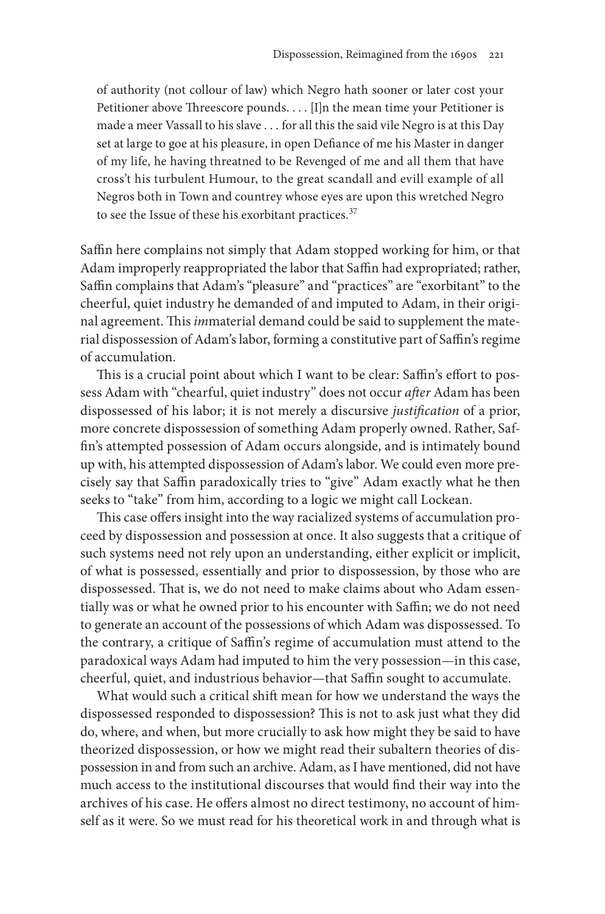of authority (not collour of law) which Negro hath sooner or later cost your Petitioner above Threescore pounds. . . . [I]n the mean time your Petitioner is made a meer Vassall to his slave . . . for all this the said vile Negro is at this Day set at large to goe at his pleasure, in open Defiance of me his Master in danger of my life, he having threatned to be Revenged of me and all them that have cross't his turbulent Humour, to the great scandall and evill example of all Negros both in Town and countrey whose eyes are upon this wretched Negro to see the Issue of these his exorbitant practices.[37]

Saffin here complains not simply that Adam stopped working for him, or that Adam improperly reappropriated the labor that Saffin had expropriated; rather, Saffin complains that Adam's "pleasure" and "practices" are "exorbitant" to the cheerful, quiet industry he demanded of and imputed to Adam, in their original agreement. This *im*material demand could be said to supplement the material dispossession of Adam's labor, forming a constitutive part of Saffin's regime of accumulation.

This is a crucial point about which I want to be clear: Saffin's effort to possess Adam with "chearfull, quiet industry" does not occur *after* Adam has been dispossessed of his labor; it is not merely a discursive *justification* of a prior, more concrete dispossession of something Adam properly owned. Rather, Saffin's attempted possession of Adam occurs alongside, and is intimately bound up with, his attempted dispossession of Adam's labor. We could even more precisely say that Saffin paradoxically tries to "give" Adam exactly what he then seeks to "take" from him, according to a logic we might call Lockean.

This case offers insight into the way racialized systems of accumulation proceed by dispossession and possession at once. It also suggests that a critique of such systems need not rely upon an understanding, either explicit or implicit, of what is possessed, essentially and prior to dispossession, by those who are dispossessed. That is, we do not need to make claims about who Adam essentially was or what he owned prior to his encounter with Saffin; we do not need to generate an account of the possessions of which Adam was dispossessed. To the contrary, a critique of Saffin's regime of accumulation must attend to the paradoxical ways Adam had imputed to him the very possession—in this case, cheerful, quiet, and industrious behavior—that Saffin sought to accumulate.

What would such a critical shift mean for how we understand the ways the dispossessed responded to dispossession? This is not to ask just what they did do, where, and when, but more crucially to ask how might they be said to have theorized dispossession, or how we might read their subaltern theories of dispossession in and from such an archive. Adam, as I have mentioned, did not have much access to the institutional discourses that would find their way into the archives of his case. He offers almost no direct testimony, no account of himself as it were. So we must read for his theoretical work in and through what is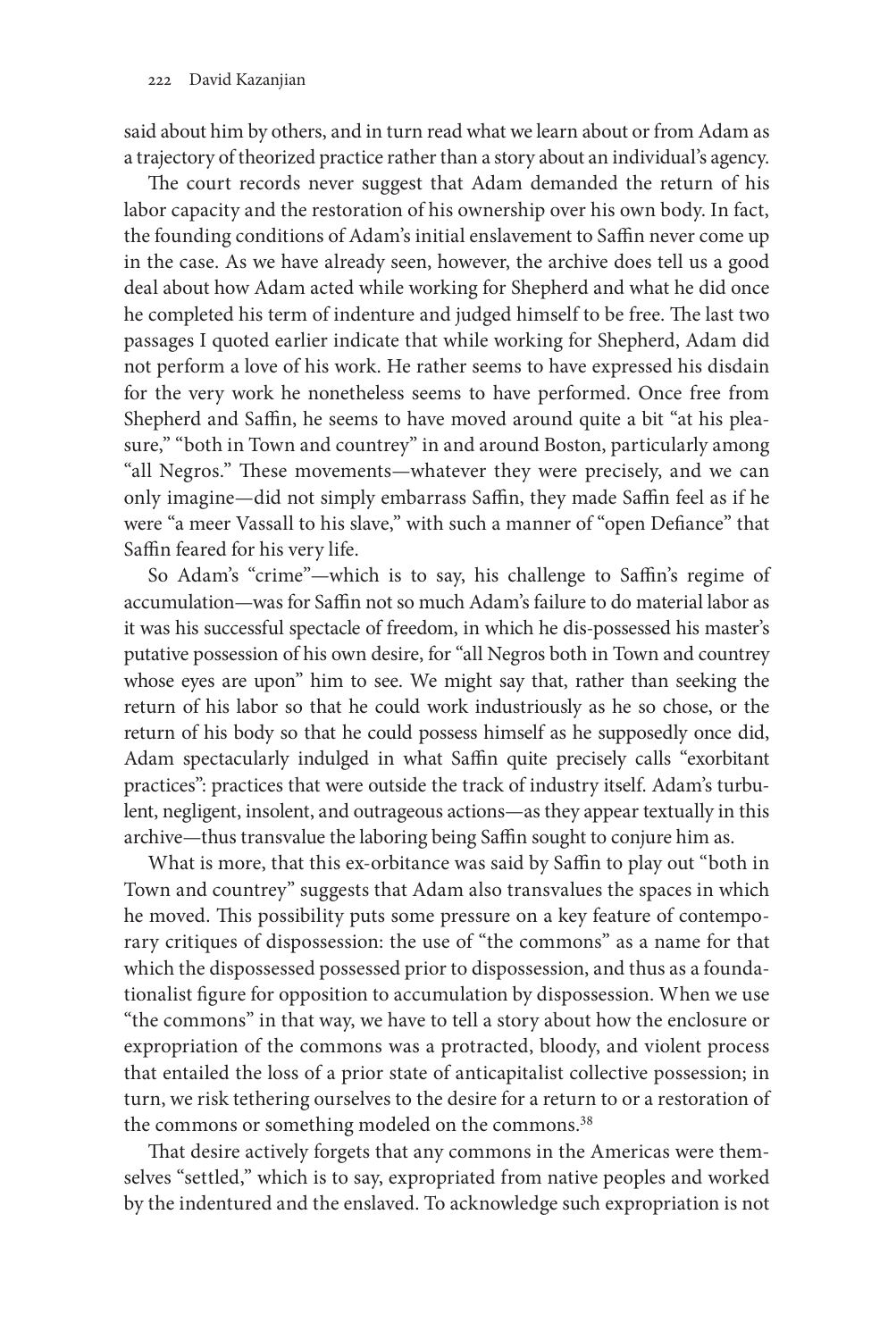said about him by others, and in turn read what we learn about or from Adam as a trajectory of theorized practice rather than a story about an individual's agency.

The court records never suggest that Adam demanded the return of his labor capacity and the restoration of his ownership over his own body. In fact, the founding conditions of Adam's initial enslavement to Saffin never come up in the case. As we have already seen, however, the archive does tell us a good deal about how Adam acted while working for Shepherd and what he did once he completed his term of indenture and judged himself to be free. The last two passages I quoted earlier indicate that while working for Shepherd, Adam did not perform a love of his work. He rather seems to have expressed his disdain for the very work he nonetheless seems to have performed. Once free from Shepherd and Saffin, he seems to have moved around quite a bit "at his pleasure," "both in Town and countrey" in and around Boston, particularly among "all Negros." These movements—whatever they were precisely, and we can only imagine—did not simply embarrass Saffin, they made Saffin feel as if he were "a meer Vassall to his slave," with such a manner of "open Defiance" that Saffin feared for his very life.

So Adam's "crime"—which is to say, his challenge to Saffin's regime of accumulation—was for Saffin not so much Adam's failure to do material labor as it was his successful spectacle of freedom, in which he dis-possessed his master's putative possession of his own desire, for "all Negros both in Town and countrey whose eyes are upon" him to see. We might say that, rather than seeking the return of his labor so that he could work industriously as he so chose, or the return of his body so that he could possess himself as he supposedly once did, Adam spectacularly indulged in what Saffin quite precisely calls "exorbitant practices": practices that were outside the track of industry itself. Adam's turbulent, negligent, insolent, and outrageous actions—as they appear textually in this archive—thus transvalue the laboring being Saffin sought to conjure him as.

What is more, that this ex-orbitance was said by Saffin to play out "both in Town and countrey" suggests that Adam also transvalues the spaces in which he moved. This possibility puts some pressure on a key feature of contemporary critiques of dispossession: the use of "the commons" as a name for that which the dispossessed possessed prior to dispossession, and thus as a foundationalist figure for opposition to accumulation by dispossession. When we use "the commons" in that way, we have to tell a story about how the enclosure or expropriation of the commons was a protracted, bloody, and violent process that entailed the loss of a prior state of anticapitalist collective possession; in turn, we risk tethering ourselves to the desire for a return to or a restoration of the commons or something modeled on the commons.[38]

That desire actively forgets that any commons in the Americas were themselves "settled," which is to say, expropriated from native peoples and worked by the indentured and the enslaved. To acknowledge such expropriation is not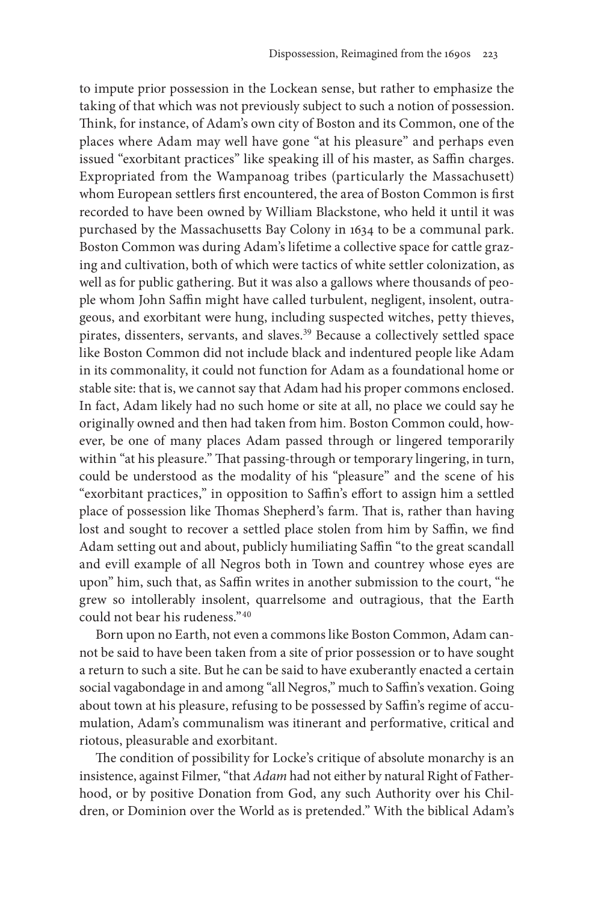to impute prior possession in the Lockean sense, but rather to emphasize the taking of that which was not previously subject to such a notion of possession. Think, for instance, of Adam's own city of Boston and its Common, one of the places where Adam may well have gone "at his pleasure" and perhaps even issued "exorbitant practices" like speaking ill of his master, as Saffin charges. Expropriated from the Wampanoag tribes (particularly the Massachusett) whom European settlers first encountered, the area of Boston Common is first recorded to have been owned by William Blackstone, who held it until it was purchased by the Massachusetts Bay Colony in 1634 to be a communal park. Boston Common was during Adam's lifetime a collective space for cattle grazing and cultivation, both of which were tactics of white settler colonization, as well as for public gathering. But it was also a gallows where thousands of people whom John Saffin might have called turbulent, negligent, insolent, outrageous, and exorbitant were hung, including suspected witches, petty thieves, pirates, dissenters, servants, and slaves.[39] Because a collectively settled space like Boston Common did not include black and indentured people like Adam in its commonality, it could not function for Adam as a foundational home or stable site: that is, we cannot say that Adam had his proper commons enclosed. In fact, Adam likely had no such home or site at all, no place we could say he originally owned and then had taken from him. Boston Common could, however, be one of many places Adam passed through or lingered temporarily within "at his pleasure." That passing-through or temporary lingering, in turn, could be understood as the modality of his "pleasure" and the scene of his "exorbitant practices," in opposition to Saffin's effort to assign him a settled place of possession like Thomas Shepherd's farm. That is, rather than having lost and sought to recover a settled place stolen from him by Saffin, we find Adam setting out and about, publicly humiliating Saffin "to the great scandall and evill example of all Negros both in Town and countrey whose eyes are upon" him, such that, as Saffin writes in another submission to the court, "he grew so intollerably insolent, quarrelsome and outragious, that the Earth could not bear his rudeness."[40]

Born upon no Earth, not even a commons like Boston Common, Adam cannot be said to have been taken from a site of prior possession or to have sought a return to such a site. But he can be said to have exuberantly enacted a certain social vagabondage in and among "all Negros," much to Saffin's vexation. Going about town at his pleasure, refusing to be possessed by Saffin's regime of accumulation, Adam's communalism was itinerant and performative, critical and riotous, pleasurable and exorbitant.

The condition of possibility for Locke's critique of absolute monarchy is an insistence, against Filmer, "that *Adam* had not either by natural Right of Fatherhood, or by positive Donation from God, any such Authority over his Children, or Dominion over the World as is pretended." With the biblical Adam's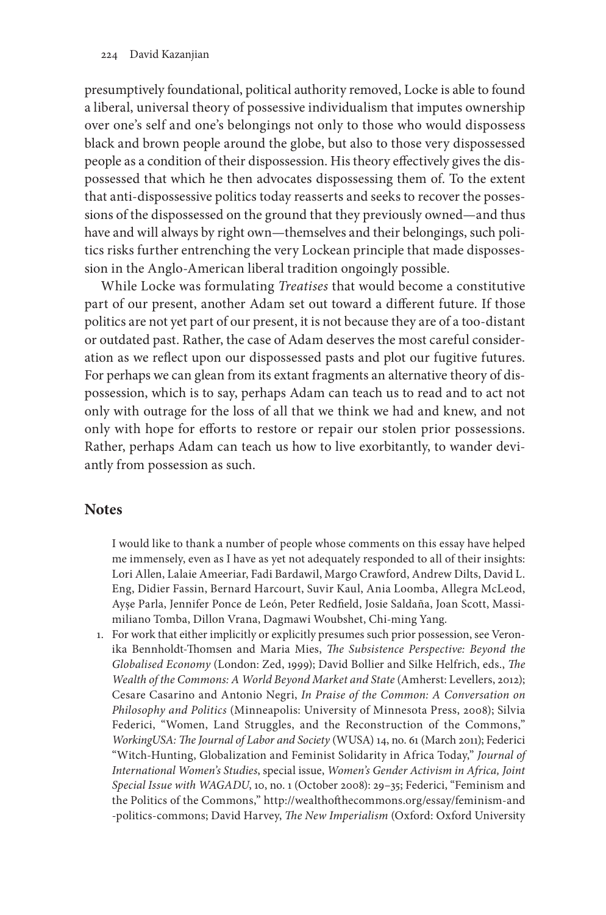presumptively foundational, political authority removed, Locke is able to found a liberal, universal theory of possessive individualism that imputes ownership over one's self and one's belongings not only to those who would dispossess black and brown people around the globe, but also to those very dispossessed people as a condition of their dispossession. His theory effectively gives the dispossessed that which he then advocates dispossessing them of. To the extent that anti-dispossessive politics today reasserts and seeks to recover the possessions of the dispossessed on the ground that they previously owned—and thus have and will always by right own—themselves and their belongings, such politics risks further entrenching the very Lockean principle that made dispossession in the Anglo-American liberal tradition ongoingly possible.

While Locke was formulating *Treatises* that would become a constitutive part of our present, another Adam set out toward a different future. If those politics are not yet part of our present, it is not because they are of a too-distant or outdated past. Rather, the case of Adam deserves the most careful consideration as we reflect upon our dispossessed pasts and plot our fugitive futures. For perhaps we can glean from its extant fragments an alternative theory of dispossession, which is to say, perhaps Adam can teach us to read and to act not only with outrage for the loss of all that we think we had and knew, and not only with hope for efforts to restore or repair our stolen prior possessions. Rather, perhaps Adam can teach us how to live exorbitantly, to wander deviantly from possession as such.

## Notes

I would like to thank a number of people whose comments on this essay have helped me immensely, even as I have as yet not adequately responded to all of their insights: Lori Allen, Lalaie Ameeriar, Fadi Bardawil, Margo Crawford, Andrew Dilts, David L. Eng, Didier Fassin, Bernard Harcourt, Suvir Kaul, Ania Loomba, Allegra McLeod, Ayşe Parla, Jennifer Ponce de León, Peter Redfield, Josie Saldaña, Joan Scott, Massimiliano Tomba, Dillon Vrana, Dagmawi Woubshet, Chi-ming Yang.

1. For work that either implicitly or explicitly presumes such prior possession, see Veronika Bennholdt-Thomsen and Maria Mies, *The Subsistence Perspective: Beyond the Globalised Economy* (London: Zed, 1999); David Bollier and Silke Helfrich, eds., *The Wealth of the Commons: A World Beyond Market and State* (Amherst: Levellers, 2012); Cesare Casarino and Antonio Negri, *In Praise of the Common: A Conversation on Philosophy and Politics* (Minneapolis: University of Minnesota Press, 2008); Silvia Federici, "Women, Land Struggles, and the Reconstruction of the Commons," *WorkingUSA: The Journal of Labor and Society* (WUSA) 14, no. 61 (March 2011); Federici "Witch-Hunting, Globalization and Feminist Solidarity in Africa Today," *Journal of International Women's Studies*, special issue, *Women's Gender Activism in Africa, Joint Special Issue with WAGADU*, 10, no. 1 (October 2008): 29–35; Federici, "Feminism and the Politics of the Commons," http://wealthofthecommons.org/essay/feminism-and-politics-commons; David Harvey, *The New Imperialism* (Oxford: Oxford University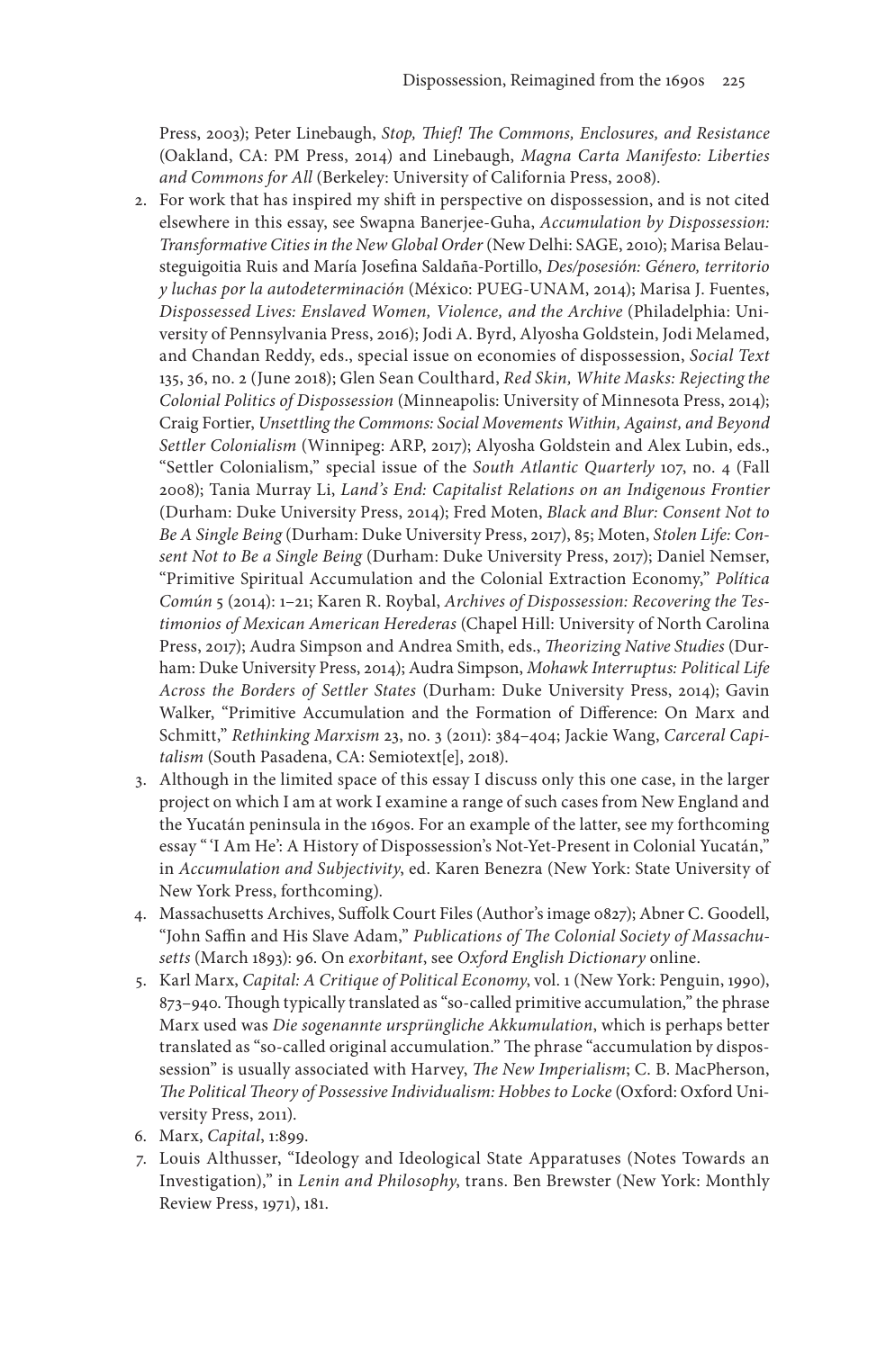Press, 2003); Peter Linebaugh, *Stop, Thief! The Commons, Enclosures, and Resistance* (Oakland, CA: PM Press, 2014) and Linebaugh, *Magna Carta Manifesto: Liberties and Commons for All* (Berkeley: University of California Press, 2008).

2. For work that has inspired my shift in perspective on dispossession, and is not cited elsewhere in this essay, see Swapna Banerjee-Guha, *Accumulation by Dispossession: Transformative Cities in the New Global Order* (New Delhi: SAGE, 2010); Marisa Belausteguigoitia Ruis and María Josefina Saldaña-Portillo, *Des/posesión: Género, territorio y luchas por la autodeterminación* (México: PUEG-UNAM, 2014); Marisa J. Fuentes, *Dispossessed Lives: Enslaved Women, Violence, and the Archive* (Philadelphia: University of Pennsylvania Press, 2016); Jodi A. Byrd, Alyosha Goldstein, Jodi Melamed, and Chandan Reddy, eds., special issue on economies of dispossession, *Social Text* 135, 36, no. 2 (June 2018); Glen Sean Coulthard, *Red Skin, White Masks: Rejecting the Colonial Politics of Dispossession* (Minneapolis: University of Minnesota Press, 2014); Craig Fortier, *Unsettling the Commons: Social Movements Within, Against, and Beyond Settler Colonialism* (Winnipeg: ARP, 2017); Alyosha Goldstein and Alex Lubin, eds., "Settler Colonialism," special issue of the *South Atlantic Quarterly* 107, no. 4 (Fall 2008); Tania Murray Li, *Land's End: Capitalist Relations on an Indigenous Frontier* (Durham: Duke University Press, 2014); Fred Moten, *Black and Blur: Consent Not to Be A Single Being* (Durham: Duke University Press, 2017), 85; Moten, *Stolen Life: Consent Not to Be a Single Being* (Durham: Duke University Press, 2017); Daniel Nemser, "Primitive Spiritual Accumulation and the Colonial Extraction Economy," *Política Común* 5 (2014): 1–21; Karen R. Roybal, *Archives of Dispossession: Recovering the Testimonios of Mexican American Herederas* (Chapel Hill: University of North Carolina Press, 2017); Audra Simpson and Andrea Smith, eds., *Theorizing Native Studies* (Durham: Duke University Press, 2014); Audra Simpson, *Mohawk Interruptus: Political Life Across the Borders of Settler States* (Durham: Duke University Press, 2014); Gavin Walker, "Primitive Accumulation and the Formation of Difference: On Marx and Schmitt," *Rethinking Marxism* 23, no. 3 (2011): 384–404; Jackie Wang, *Carceral Capitalism* (South Pasadena, CA: Semiotext[e], 2018).

3. Although in the limited space of this essay I discuss only this one case, in the larger project on which I am at work I examine a range of such cases from New England and the Yucatán peninsula in the 1690s. For an example of the latter, see my forthcoming essay "'I Am He': A History of Dispossession's Not-Yet-Present in Colonial Yucatán," in *Accumulation and Subjectivity*, ed. Karen Benezra (New York: State University of New York Press, forthcoming).

4. Massachusetts Archives, Suffolk Court Files (Author's image 0827); Abner C. Goodell, "John Saffin and His Slave Adam," *Publications of The Colonial Society of Massachusetts* (March 1893): 96. On *exorbitant*, see *Oxford English Dictionary* online.

5. Karl Marx, *Capital: A Critique of Political Economy*, vol. 1 (New York: Penguin, 1990), 873–940. Though typically translated as "so-called primitive accumulation," the phrase Marx used was *Die sogenannte ursprüngliche Akkumulation*, which is perhaps better translated as "so-called original accumulation." The phrase "accumulation by dispossession" is usually associated with Harvey, *The New Imperialism*; C. B. MacPherson, *The Political Theory of Possessive Individualism: Hobbes to Locke* (Oxford: Oxford University Press, 2011).

6. Marx, *Capital*, 1:899.

7. Louis Althusser, "Ideology and Ideological State Apparatuses (Notes Towards an Investigation)," in *Lenin and Philosophy*, trans. Ben Brewster (New York: Monthly Review Press, 1971), 181.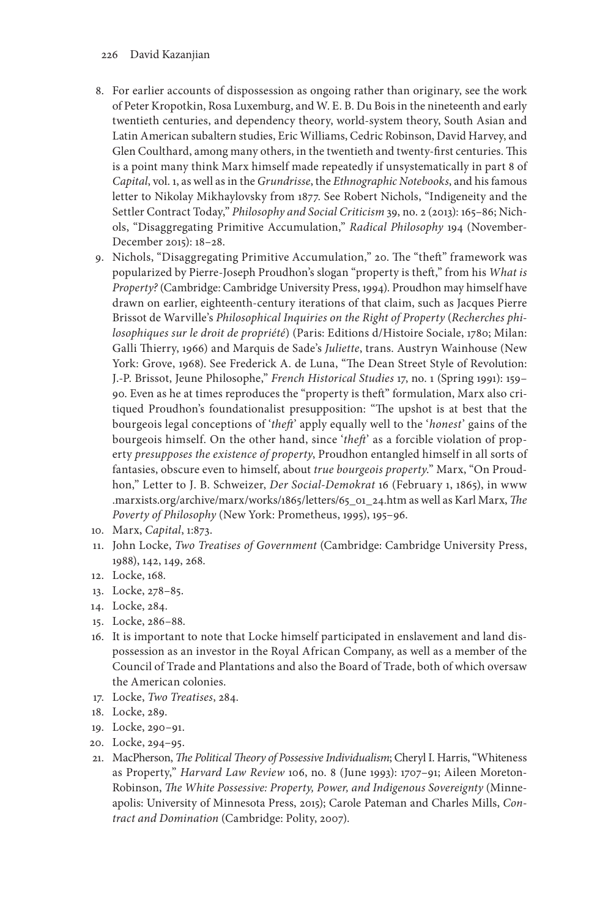8. For earlier accounts of dispossession as ongoing rather than originary, see the work of Peter Kropotkin, Rosa Luxemburg, and W. E. B. Du Bois in the nineteenth and early twentieth centuries, and dependency theory, world-system theory, South Asian and Latin American subaltern studies, Eric Williams, Cedric Robinson, David Harvey, and Glen Coulthard, among many others, in the twentieth and twenty-first centuries. This is a point many think Marx himself made repeatedly if unsystematically in part 8 of *Capital*, vol. 1, as well as in the *Grundrisse*, the *Ethnographic Notebooks*, and his famous letter to Nikolay Mikhaylovsky from 1877. See Robert Nichols, "Indigeneity and the Settler Contract Today," *Philosophy and Social Criticism* 39, no. 2 (2013): 165–86; Nichols, "Disaggregating Primitive Accumulation," *Radical Philosophy* 194 (November-December 2015): 18–28.
9. Nichols, "Disaggregating Primitive Accumulation," 20. The "theft" framework was popularized by Pierre-Joseph Proudhon's slogan "property is theft," from his *What is Property?* (Cambridge: Cambridge University Press, 1994). Proudhon may himself have drawn on earlier, eighteenth-century iterations of that claim, such as Jacques Pierre Brissot de Warville's *Philosophical Inquiries on the Right of Property* (*Recherches philosophiques sur le droit de propriété*) (Paris: Editions d/Histoire Sociale, 1780; Milan: Galli Thierry, 1966) and Marquis de Sade's *Juliette*, trans. Austryn Wainhouse (New York: Grove, 1968). See Frederick A. de Luna, "The Dean Street Style of Revolution: J.-P. Brissot, Jeune Philosophe," *French Historical Studies* 17, no. 1 (Spring 1991): 159–90. Even as he at times reproduces the "property is theft" formulation, Marx also critiqued Proudhon's foundationalist presupposition: "The upshot is at best that the bourgeois legal conceptions of '*theft*' apply equally well to the '*honest*' gains of the bourgeois himself. On the other hand, since '*theft*' as a forcible violation of property *presupposes the existence of property*, Proudhon entangled himself in all sorts of fantasies, obscure even to himself, about *true bourgeois property*." Marx, "On Proudhon," Letter to J. B. Schweizer, *Der Social-Demokrat* 16 (February 1, 1865), in www.marxists.org/archive/marx/works/1865/letters/65_01_24.htm as well as Karl Marx, *The Poverty of Philosophy* (New York: Prometheus, 1995), 195–96.
10. Marx, *Capital*, 1:873.
11. John Locke, *Two Treatises of Government* (Cambridge: Cambridge University Press, 1988), 142, 149, 268.
12. Locke, 168.
13. Locke, 278–85.
14. Locke, 284.
15. Locke, 286–88.
16. It is important to note that Locke himself participated in enslavement and land dispossession as an investor in the Royal African Company, as well as a member of the Council of Trade and Plantations and also the Board of Trade, both of which oversaw the American colonies.
17. Locke, *Two Treatises*, 284.
18. Locke, 289.
19. Locke, 290–91.
20. Locke, 294–95.
21. MacPherson, *The Political Theory of Possessive Individualism*; Cheryl I. Harris, "Whiteness as Property," *Harvard Law Review* 106, no. 8 (June 1993): 1707–91; Aileen Moreton-Robinson, *The White Possessive: Property, Power, and Indigenous Sovereignty* (Minneapolis: University of Minnesota Press, 2015); Carole Pateman and Charles Mills, *Contract and Domination* (Cambridge: Polity, 2007).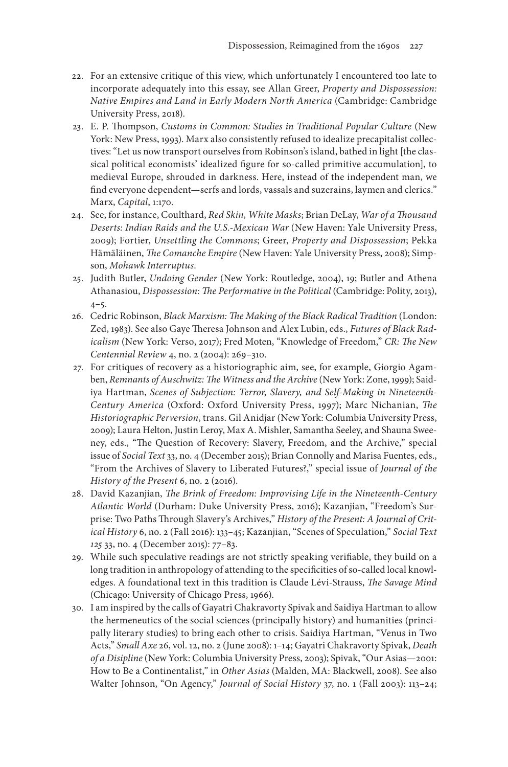22. For an extensive critique of this view, which unfortunately I encountered too late to incorporate adequately into this essay, see Allan Greer, *Property and Dispossession: Native Empires and Land in Early Modern North America* (Cambridge: Cambridge University Press, 2018).
23. E. P. Thompson, *Customs in Common: Studies in Traditional Popular Culture* (New York: New Press, 1993). Marx also consistently refused to idealize precapitalist collectives: "Let us now transport ourselves from Robinson's island, bathed in light [the classical political economists' idealized figure for so-called primitive accumulation], to medieval Europe, shrouded in darkness. Here, instead of the independent man, we find everyone dependent—serfs and lords, vassals and suzerains, laymen and clerics." Marx, *Capital*, 1:170.
24. See, for instance, Coulthard, *Red Skin, White Masks*; Brian DeLay, *War of a Thousand Deserts: Indian Raids and the U.S.-Mexican War* (New Haven: Yale University Press, 2009); Fortier, *Unsettling the Commons*; Greer, *Property and Dispossession*; Pekka Hämäläinen, *The Comanche Empire* (New Haven: Yale University Press, 2008); Simpson, *Mohawk Interruptus*.
25. Judith Butler, *Undoing Gender* (New York: Routledge, 2004), 19; Butler and Athena Athanasiou, *Dispossession: The Performative in the Political* (Cambridge: Polity, 2013), 4–5.
26. Cedric Robinson, *Black Marxism: The Making of the Black Radical Tradition* (London: Zed, 1983). See also Gaye Theresa Johnson and Alex Lubin, eds., *Futures of Black Radicalism* (New York: Verso, 2017); Fred Moten, "Knowledge of Freedom," *CR: The New Centennial Review* 4, no. 2 (2004): 269–310.
27. For critiques of recovery as a historiographic aim, see, for example, Giorgio Agamben, *Remnants of Auschwitz: The Witness and the Archive* (New York: Zone, 1999); Saidiya Hartman, *Scenes of Subjection: Terror, Slavery, and Self-Making in Nineteenth-Century America* (Oxford: Oxford University Press, 1997); Marc Nichanian, *The Historiographic Perversion*, trans. Gil Anidjar (New York: Columbia University Press, 2009); Laura Helton, Justin Leroy, Max A. Mishler, Samantha Seeley, and Shauna Sweeney, eds., "The Question of Recovery: Slavery, Freedom, and the Archive," special issue of *Social Text* 33, no. 4 (December 2015); Brian Connolly and Marisa Fuentes, eds., "From the Archives of Slavery to Liberated Futures?," special issue of *Journal of the History of the Present* 6, no. 2 (2016).
28. David Kazanjian, *The Brink of Freedom: Improvising Life in the Nineteenth-Century Atlantic World* (Durham: Duke University Press, 2016); Kazanjian, "Freedom's Surprise: Two Paths Through Slavery's Archives," *History of the Present: A Journal of Critical History* 6, no. 2 (Fall 2016): 133–45; Kazanjian, "Scenes of Speculation," *Social Text 125* 33, no. 4 (December 2015): 77–83.
29. While such speculative readings are not strictly speaking verifiable, they build on a long tradition in anthropology of attending to the specificities of so-called local knowledges. A foundational text in this tradition is Claude Lévi-Strauss, *The Savage Mind* (Chicago: University of Chicago Press, 1966).
30. I am inspired by the calls of Gayatri Chakravorty Spivak and Saidiya Hartman to allow the hermeneutics of the social sciences (principally history) and humanities (principally literary studies) to bring each other to crisis. Saidiya Hartman, "Venus in Two Acts," *Small Axe* 26, vol. 12, no. 2 (June 2008): 1–14; Gayatri Chakravorty Spivak, *Death of a Disipline* (New York: Columbia University Press, 2003); Spivak, "Our Asias—2001: How to Be a Continentalist," in *Other Asias* (Malden, MA: Blackwell, 2008). See also Walter Johnson, "On Agency," *Journal of Social History* 37, no. 1 (Fall 2003): 113–24;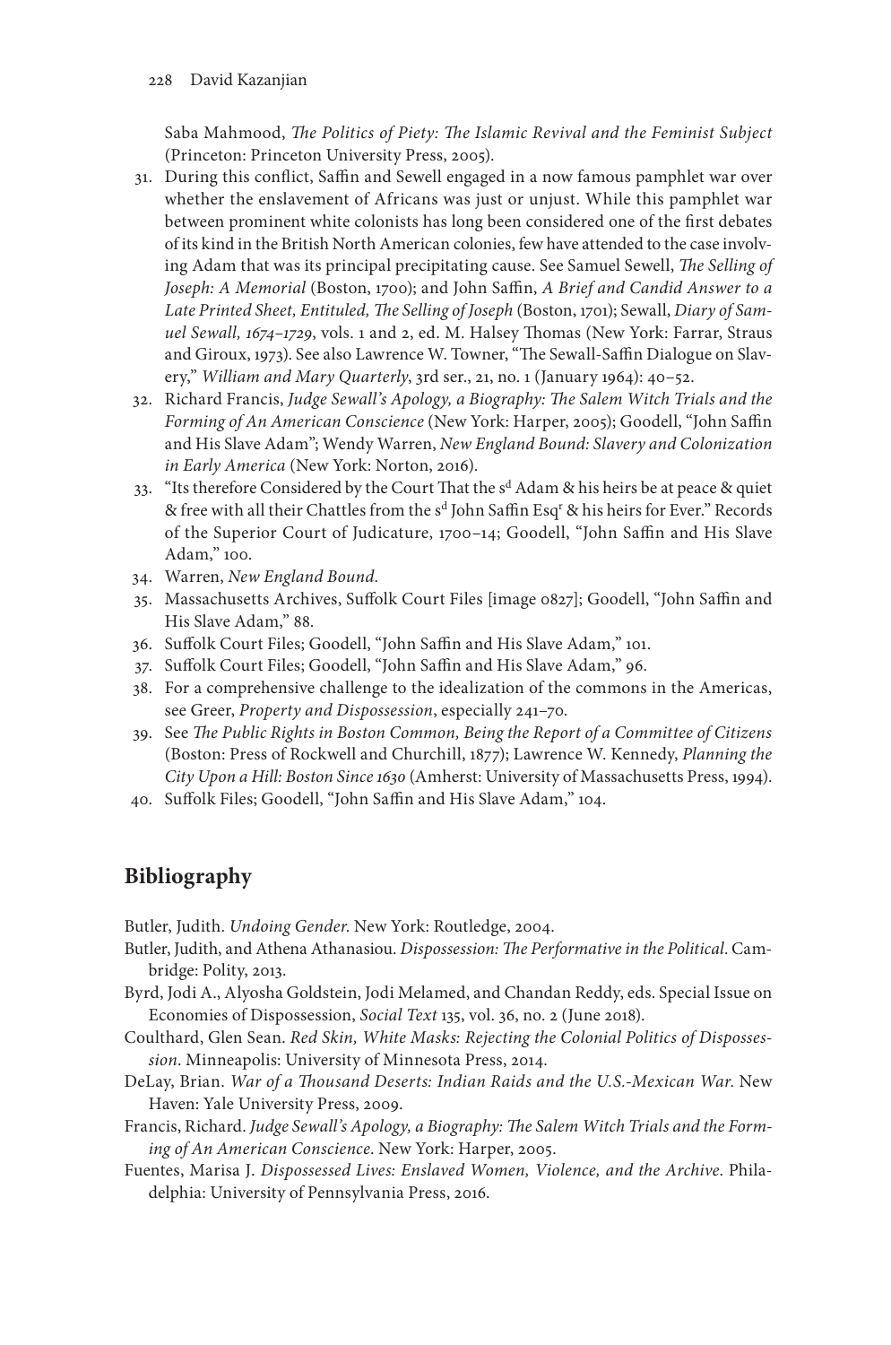Saba Mahmood, *The Politics of Piety: The Islamic Revival and the Feminist Subject* (Princeton: Princeton University Press, 2005).

31. During this conflict, Saffin and Sewell engaged in a now famous pamphlet war over whether the enslavement of Africans was just or unjust. While this pamphlet war between prominent white colonists has long been considered one of the first debates of its kind in the British North American colonies, few have attended to the case involving Adam that was its principal precipitating cause. See Samuel Sewell, *The Selling of Joseph: A Memorial* (Boston, 1700); and John Saffin, *A Brief and Candid Answer to a Late Printed Sheet, Entituled, The Selling of Joseph* (Boston, 1701); Sewall, *Diary of Samuel Sewall, 1674–1729*, vols. 1 and 2, ed. M. Halsey Thomas (New York: Farrar, Straus and Giroux, 1973). See also Lawrence W. Towner, "The Sewall-Saffin Dialogue on Slavery," *William and Mary Quarterly*, 3rd ser., 21, no. 1 (January 1964): 40–52.
32. Richard Francis, *Judge Sewall's Apology, a Biography: The Salem Witch Trials and the Forming of An American Conscience* (New York: Harper, 2005); Goodell, "John Saffin and His Slave Adam"; Wendy Warren, *New England Bound: Slavery and Colonization in Early America* (New York: Norton, 2016).
33. "Its therefore Considered by the Court That the s^d^ Adam & his heirs be at peace & quiet & free with all their Chattles from the s^d^ John Saffin Esq^r^ & his heirs for Ever." Records of the Superior Court of Judicature, 1700–14; Goodell, "John Saffin and His Slave Adam," 100.
34. Warren, *New England Bound*.
35. Massachusetts Archives, Suffolk Court Files [image 0827]; Goodell, "John Saffin and His Slave Adam," 88.
36. Suffolk Court Files; Goodell, "John Saffin and His Slave Adam," 101.
37. Suffolk Court Files; Goodell, "John Saffin and His Slave Adam," 96.
38. For a comprehensive challenge to the idealization of the commons in the Americas, see Greer, *Property and Dispossession*, especially 241–70.
39. See *The Public Rights in Boston Common, Being the Report of a Committee of Citizens* (Boston: Press of Rockwell and Churchill, 1877); Lawrence W. Kennedy, *Planning the City Upon a Hill: Boston Since 1630* (Amherst: University of Massachusetts Press, 1994).
40. Suffolk Files; Goodell, "John Saffin and His Slave Adam," 104.

## Bibliography

Butler, Judith. *Undoing Gender*. New York: Routledge, 2004.

Butler, Judith, and Athena Athanasiou. *Dispossession: The Performative in the Political*. Cambridge: Polity, 2013.

Byrd, Jodi A., Alyosha Goldstein, Jodi Melamed, and Chandan Reddy, eds. Special Issue on Economies of Dispossession, *Social Text* 135, vol. 36, no. 2 (June 2018).

Coulthard, Glen Sean. *Red Skin, White Masks: Rejecting the Colonial Politics of Dispossession*. Minneapolis: University of Minnesota Press, 2014.

DeLay, Brian. *War of a Thousand Deserts: Indian Raids and the U.S.-Mexican War*. New Haven: Yale University Press, 2009.

Francis, Richard. *Judge Sewall's Apology, a Biography: The Salem Witch Trials and the Forming of An American Conscience*. New York: Harper, 2005.

Fuentes, Marisa J. *Dispossessed Lives: Enslaved Women, Violence, and the Archive*. Philadelphia: University of Pennsylvania Press, 2016.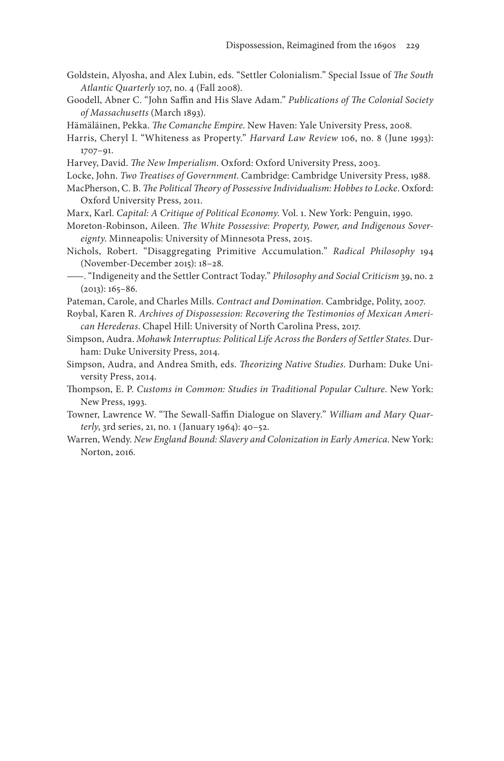Goldstein, Alyosha, and Alex Lubin, eds. "Settler Colonialism." Special Issue of *The South Atlantic Quarterly* 107, no. 4 (Fall 2008).

Goodell, Abner C. "John Saffin and His Slave Adam." *Publications of The Colonial Society of Massachusetts* (March 1893).

Hämäläinen, Pekka. *The Comanche Empire*. New Haven: Yale University Press, 2008.

Harris, Cheryl I. "Whiteness as Property." *Harvard Law Review* 106, no. 8 (June 1993): 1707–91.

Harvey, David. *The New Imperialism*. Oxford: Oxford University Press, 2003.

Locke, John. *Two Treatises of Government*. Cambridge: Cambridge University Press, 1988.

MacPherson, C. B. *The Political Theory of Possessive Individualism: Hobbes to Locke*. Oxford: Oxford University Press, 2011.

Marx, Karl. *Capital: A Critique of Political Economy*. Vol. 1. New York: Penguin, 1990.

Moreton-Robinson, Aileen. *The White Possessive: Property, Power, and Indigenous Sovereignty*. Minneapolis: University of Minnesota Press, 2015.

Nichols, Robert. "Disaggregating Primitive Accumulation." *Radical Philosophy* 194 (November-December 2015): 18–28.

———. "Indigeneity and the Settler Contract Today." *Philosophy and Social Criticism* 39, no. 2 (2013): 165–86.

Pateman, Carole, and Charles Mills. *Contract and Domination*. Cambridge, Polity, 2007.

Roybal, Karen R. *Archives of Dispossession: Recovering the Testimonios of Mexican American Herederas*. Chapel Hill: University of North Carolina Press, 2017.

Simpson, Audra. *Mohawk Interruptus: Political Life Across the Borders of Settler States*. Durham: Duke University Press, 2014.

Simpson, Audra, and Andrea Smith, eds. *Theorizing Native Studies*. Durham: Duke University Press, 2014.

Thompson, E. P. *Customs in Common: Studies in Traditional Popular Culture*. New York: New Press, 1993.

Towner, Lawrence W. "The Sewall-Saffin Dialogue on Slavery." *William and Mary Quarterly*, 3rd series, 21, no. 1 (January 1964): 40–52.

Warren, Wendy. *New England Bound: Slavery and Colonization in Early America*. New York: Norton, 2016.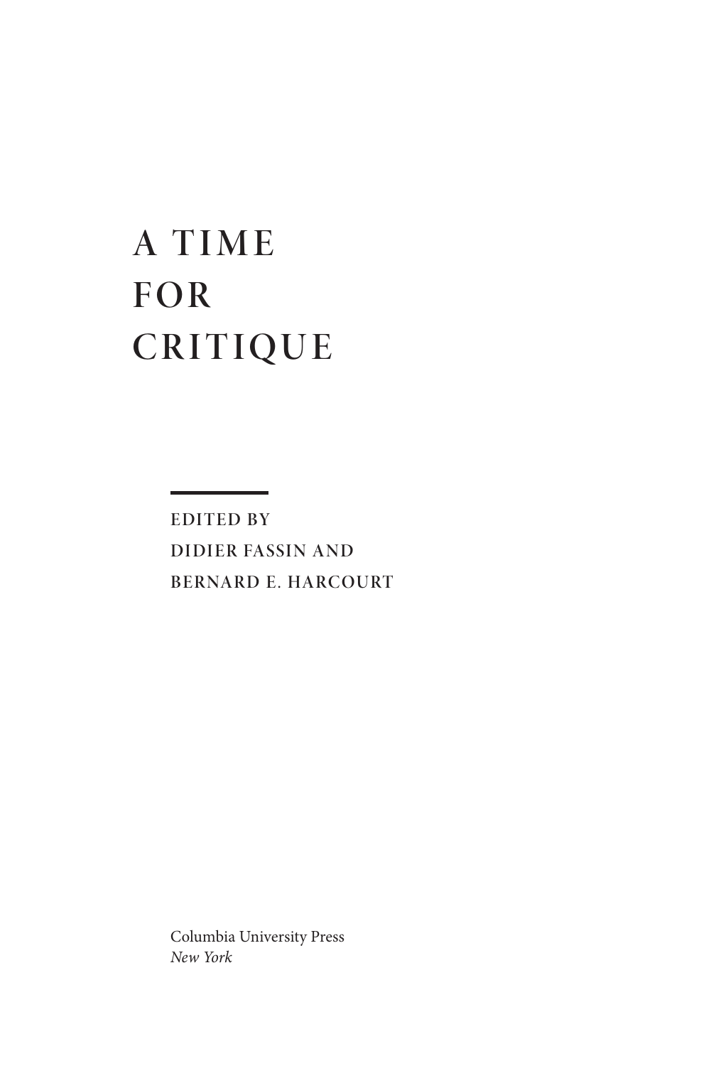# A TIME FOR CRITIQUE

EDITED BY

DIDIER FASSIN AND

BERNARD E. HARCOURT

Columbia University Press

*New York*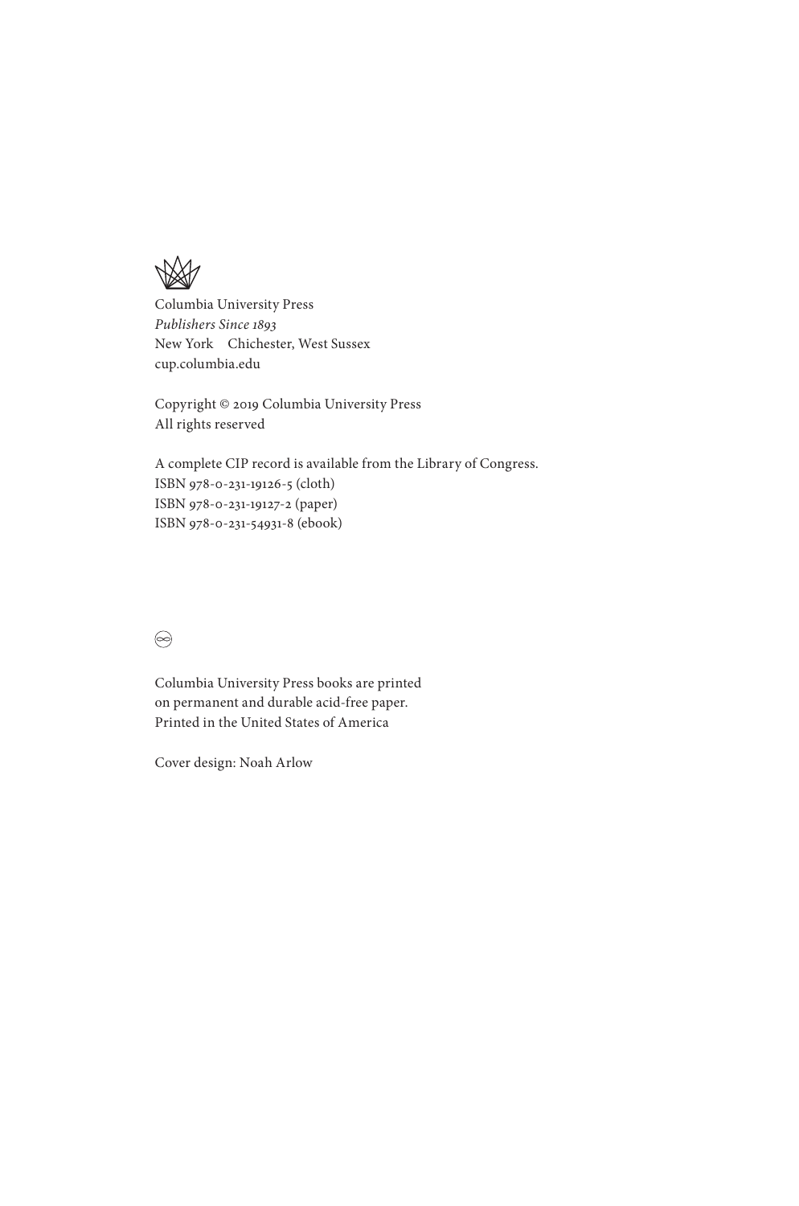Columbia University Press
*Publishers Since 1893*
New York Chichester, West Sussex
cup.columbia.edu

Copyright © 2019 Columbia University Press
All rights reserved

A complete CIP record is available from the Library of Congress.
ISBN 978-0-231-19126-5 (cloth)
ISBN 978-0-231-19127-2 (paper)
ISBN 978-0-231-54931-8 (ebook)

Columbia University Press books are printed
on permanent and durable acid-free paper.
Printed in the United States of America

Cover design: Noah Arlow